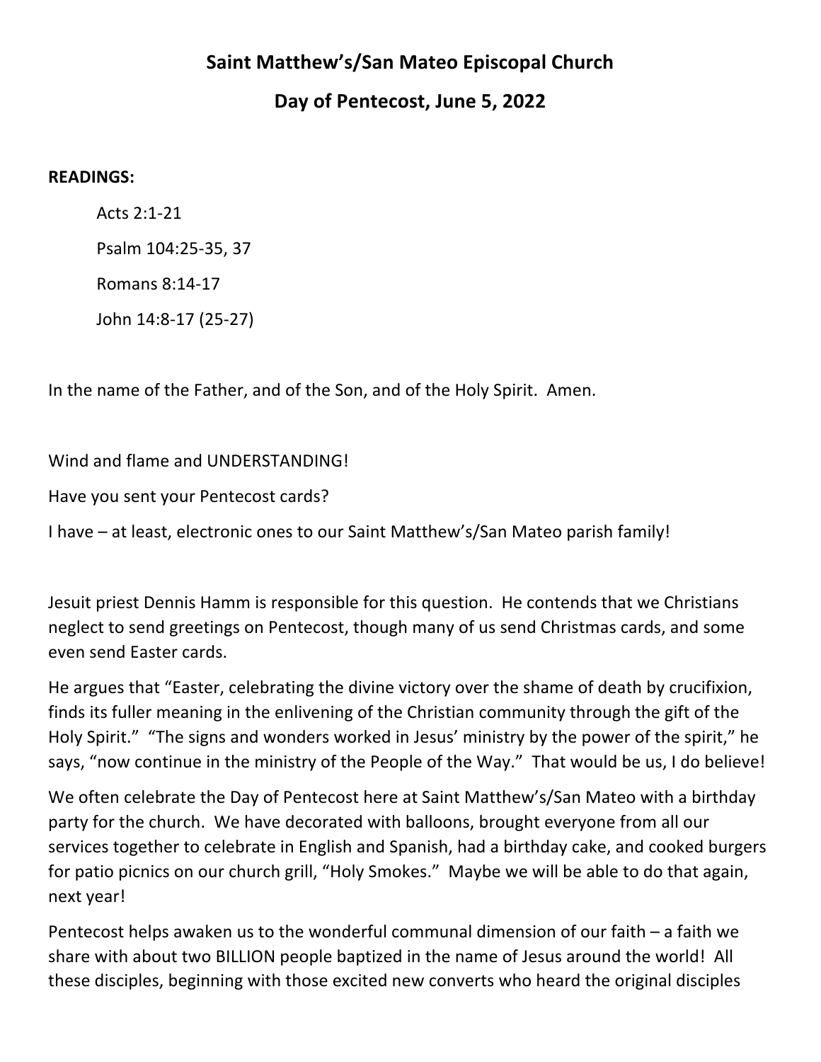# Saint Matthew's/San Mateo Episcopal Church

## Day of Pentecost, June 5, 2022

**READINGS:**

Acts 2:1-21

Psalm 104:25-35, 37

Romans 8:14-17

John 14:8-17 (25-27)

In the name of the Father, and of the Son, and of the Holy Spirit. Amen.

Wind and flame and UNDERSTANDING!

Have you sent your Pentecost cards?

I have – at least, electronic ones to our Saint Matthew's/San Mateo parish family!

Jesuit priest Dennis Hamm is responsible for this question. He contends that we Christians neglect to send greetings on Pentecost, though many of us send Christmas cards, and some even send Easter cards.

He argues that "Easter, celebrating the divine victory over the shame of death by crucifixion, finds its fuller meaning in the enlivening of the Christian community through the gift of the Holy Spirit." "The signs and wonders worked in Jesus' ministry by the power of the spirit," he says, "now continue in the ministry of the People of the Way." That would be us, I do believe!

We often celebrate the Day of Pentecost here at Saint Matthew's/San Mateo with a birthday party for the church. We have decorated with balloons, brought everyone from all our services together to celebrate in English and Spanish, had a birthday cake, and cooked burgers for patio picnics on our church grill, "Holy Smokes." Maybe we will be able to do that again, next year!

Pentecost helps awaken us to the wonderful communal dimension of our faith – a faith we share with about two BILLION people baptized in the name of Jesus around the world! All these disciples, beginning with those excited new converts who heard the original disciples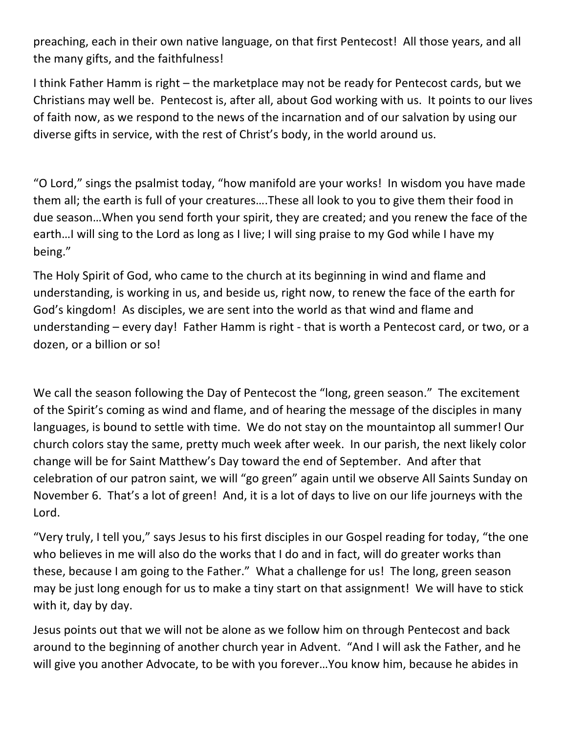preaching, each in their own native language, on that first Pentecost! All those years, and all the many gifts, and the faithfulness!

I think Father Hamm is right – the marketplace may not be ready for Pentecost cards, but we Christians may well be. Pentecost is, after all, about God working with us. It points to our lives of faith now, as we respond to the news of the incarnation and of our salvation by using our diverse gifts in service, with the rest of Christ's body, in the world around us.

"O Lord," sings the psalmist today, "how manifold are your works! In wisdom you have made them all; the earth is full of your creatures….These all look to you to give them their food in due season…When you send forth your spirit, they are created; and you renew the face of the earth…I will sing to the Lord as long as I live; I will sing praise to my God while I have my being."

The Holy Spirit of God, who came to the church at its beginning in wind and flame and understanding, is working in us, and beside us, right now, to renew the face of the earth for God's kingdom! As disciples, we are sent into the world as that wind and flame and understanding – every day! Father Hamm is right - that is worth a Pentecost card, or two, or a dozen, or a billion or so!

We call the season following the Day of Pentecost the "long, green season." The excitement of the Spirit's coming as wind and flame, and of hearing the message of the disciples in many languages, is bound to settle with time. We do not stay on the mountaintop all summer! Our church colors stay the same, pretty much week after week. In our parish, the next likely color change will be for Saint Matthew's Day toward the end of September. And after that celebration of our patron saint, we will "go green" again until we observe All Saints Sunday on November 6. That's a lot of green! And, it is a lot of days to live on our life journeys with the Lord.

"Very truly, I tell you," says Jesus to his first disciples in our Gospel reading for today, "the one who believes in me will also do the works that I do and in fact, will do greater works than these, because I am going to the Father." What a challenge for us! The long, green season may be just long enough for us to make a tiny start on that assignment! We will have to stick with it, day by day.

Jesus points out that we will not be alone as we follow him on through Pentecost and back around to the beginning of another church year in Advent. "And I will ask the Father, and he will give you another Advocate, to be with you forever…You know him, because he abides in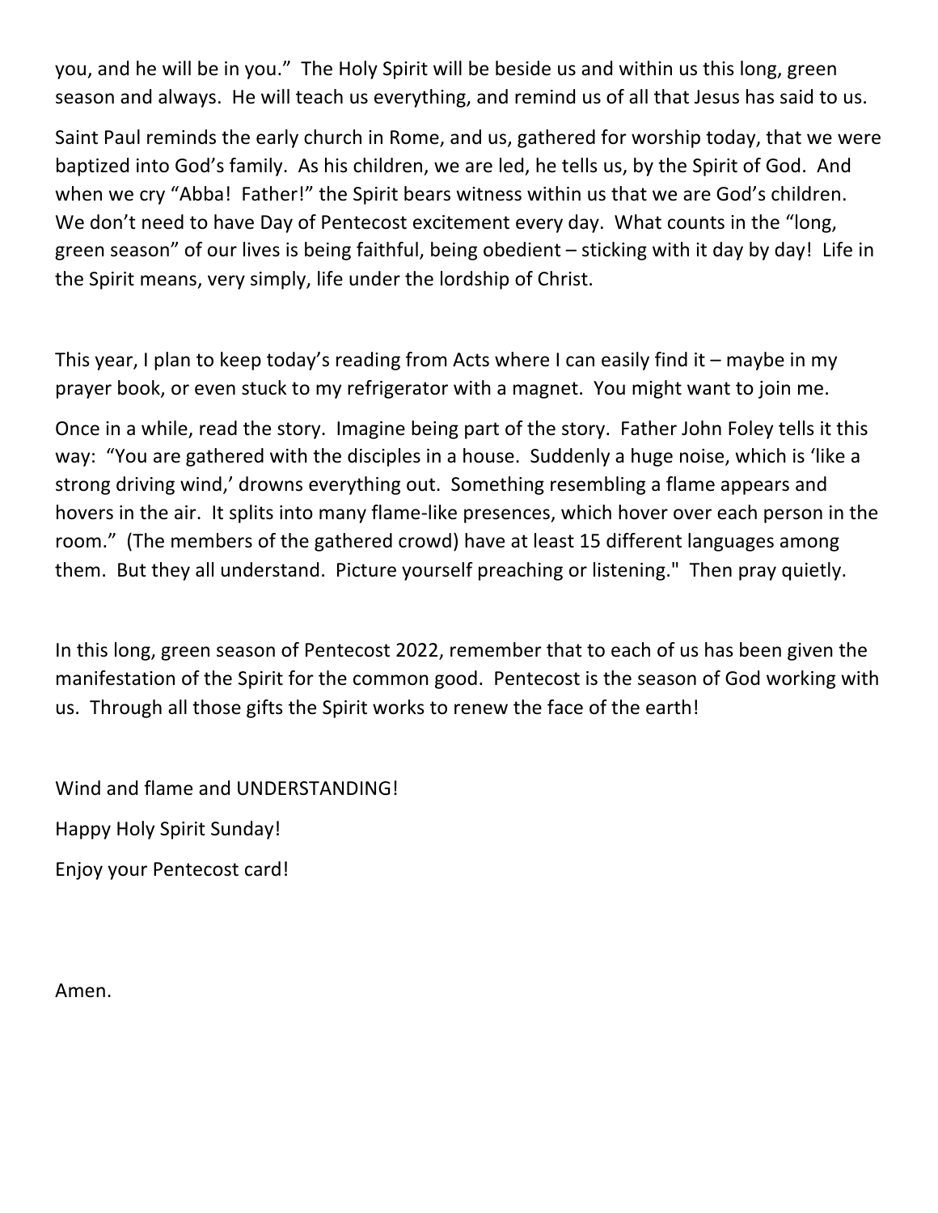you, and he will be in you." The Holy Spirit will be beside us and within us this long, green season and always. He will teach us everything, and remind us of all that Jesus has said to us.

Saint Paul reminds the early church in Rome, and us, gathered for worship today, that we were baptized into God's family. As his children, we are led, he tells us, by the Spirit of God. And when we cry "Abba! Father!" the Spirit bears witness within us that we are God's children. We don't need to have Day of Pentecost excitement every day. What counts in the "long, green season" of our lives is being faithful, being obedient – sticking with it day by day! Life in the Spirit means, very simply, life under the lordship of Christ.

This year, I plan to keep today's reading from Acts where I can easily find it – maybe in my prayer book, or even stuck to my refrigerator with a magnet. You might want to join me.

Once in a while, read the story. Imagine being part of the story. Father John Foley tells it this way: "You are gathered with the disciples in a house. Suddenly a huge noise, which is 'like a strong driving wind,' drowns everything out. Something resembling a flame appears and hovers in the air. It splits into many flame-like presences, which hover over each person in the room." (The members of the gathered crowd) have at least 15 different languages among them. But they all understand. Picture yourself preaching or listening." Then pray quietly.

In this long, green season of Pentecost 2022, remember that to each of us has been given the manifestation of the Spirit for the common good. Pentecost is the season of God working with us. Through all those gifts the Spirit works to renew the face of the earth!

Wind and flame and UNDERSTANDING!

Happy Holy Spirit Sunday!

Enjoy your Pentecost card!

Amen.